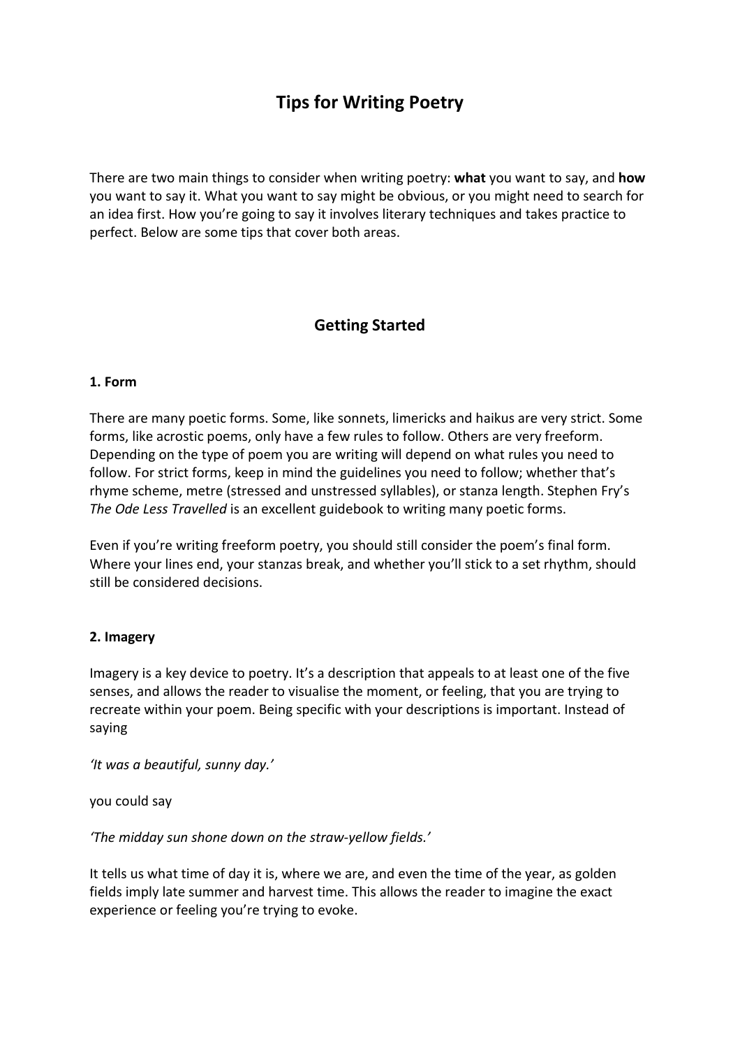# Tips for Writing Poetry

There are two main things to consider when writing poetry: **what** you want to say, and **how** you want to say it. What you want to say might be obvious, or you might need to search for an idea first. How you're going to say it involves literary techniques and takes practice to perfect. Below are some tips that cover both areas.

## Getting Started

### 1. Form

There are many poetic forms. Some, like sonnets, limericks and haikus are very strict. Some forms, like acrostic poems, only have a few rules to follow. Others are very freeform. Depending on the type of poem you are writing will depend on what rules you need to follow. For strict forms, keep in mind the guidelines you need to follow; whether that's rhyme scheme, metre (stressed and unstressed syllables), or stanza length. Stephen Fry's *The Ode Less Travelled* is an excellent guidebook to writing many poetic forms.

Even if you're writing freeform poetry, you should still consider the poem's final form. Where your lines end, your stanzas break, and whether you'll stick to a set rhythm, should still be considered decisions.

### 2. Imagery

Imagery is a key device to poetry. It's a description that appeals to at least one of the five senses, and allows the reader to visualise the moment, or feeling, that you are trying to recreate within your poem. Being specific with your descriptions is important. Instead of saying

*'It was a beautiful, sunny day.'*

you could say

*'The midday sun shone down on the straw-yellow fields.'*

It tells us what time of day it is, where we are, and even the time of the year, as golden fields imply late summer and harvest time. This allows the reader to imagine the exact experience or feeling you're trying to evoke.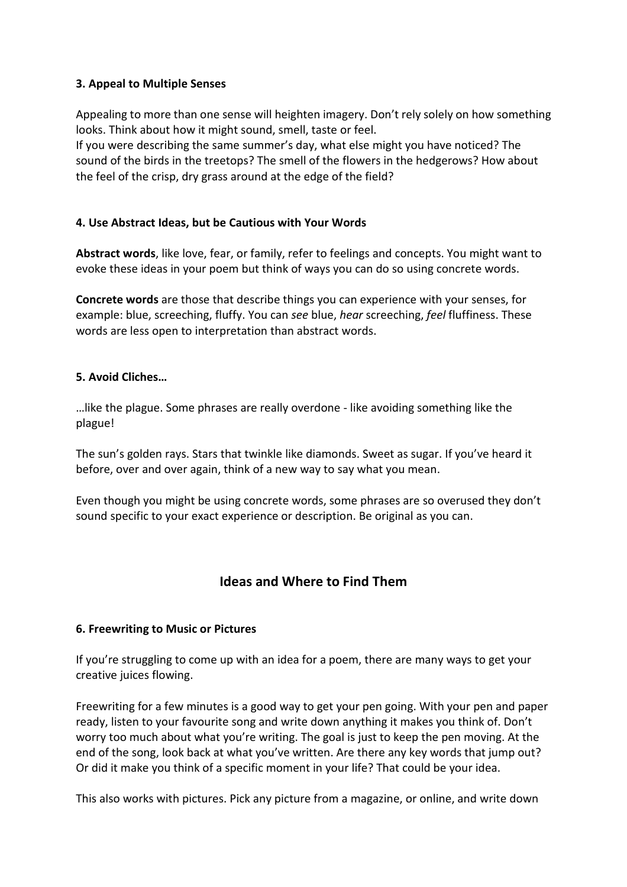### 3. Appeal to Multiple Senses

Appealing to more than one sense will heighten imagery. Don't rely solely on how something looks. Think about how it might sound, smell, taste or feel.
If you were describing the same summer's day, what else might you have noticed? The sound of the birds in the treetops? The smell of the flowers in the hedgerows? How about the feel of the crisp, dry grass around at the edge of the field?

### 4. Use Abstract Ideas, but be Cautious with Your Words

**Abstract words**, like love, fear, or family, refer to feelings and concepts. You might want to evoke these ideas in your poem but think of ways you can do so using concrete words.

**Concrete words** are those that describe things you can experience with your senses, for example: blue, screeching, fluffy. You can *see* blue, *hear* screeching, *feel* fluffiness. These words are less open to interpretation than abstract words.

### 5. Avoid Cliches…

…like the plague. Some phrases are really overdone - like avoiding something like the plague!

The sun's golden rays. Stars that twinkle like diamonds. Sweet as sugar. If you've heard it before, over and over again, think of a new way to say what you mean.

Even though you might be using concrete words, some phrases are so overused they don't sound specific to your exact experience or description. Be original as you can.

## Ideas and Where to Find Them

### 6. Freewriting to Music or Pictures

If you're struggling to come up with an idea for a poem, there are many ways to get your creative juices flowing.

Freewriting for a few minutes is a good way to get your pen going. With your pen and paper ready, listen to your favourite song and write down anything it makes you think of. Don't worry too much about what you're writing. The goal is just to keep the pen moving. At the end of the song, look back at what you've written. Are there any key words that jump out? Or did it make you think of a specific moment in your life? That could be your idea.

This also works with pictures. Pick any picture from a magazine, or online, and write down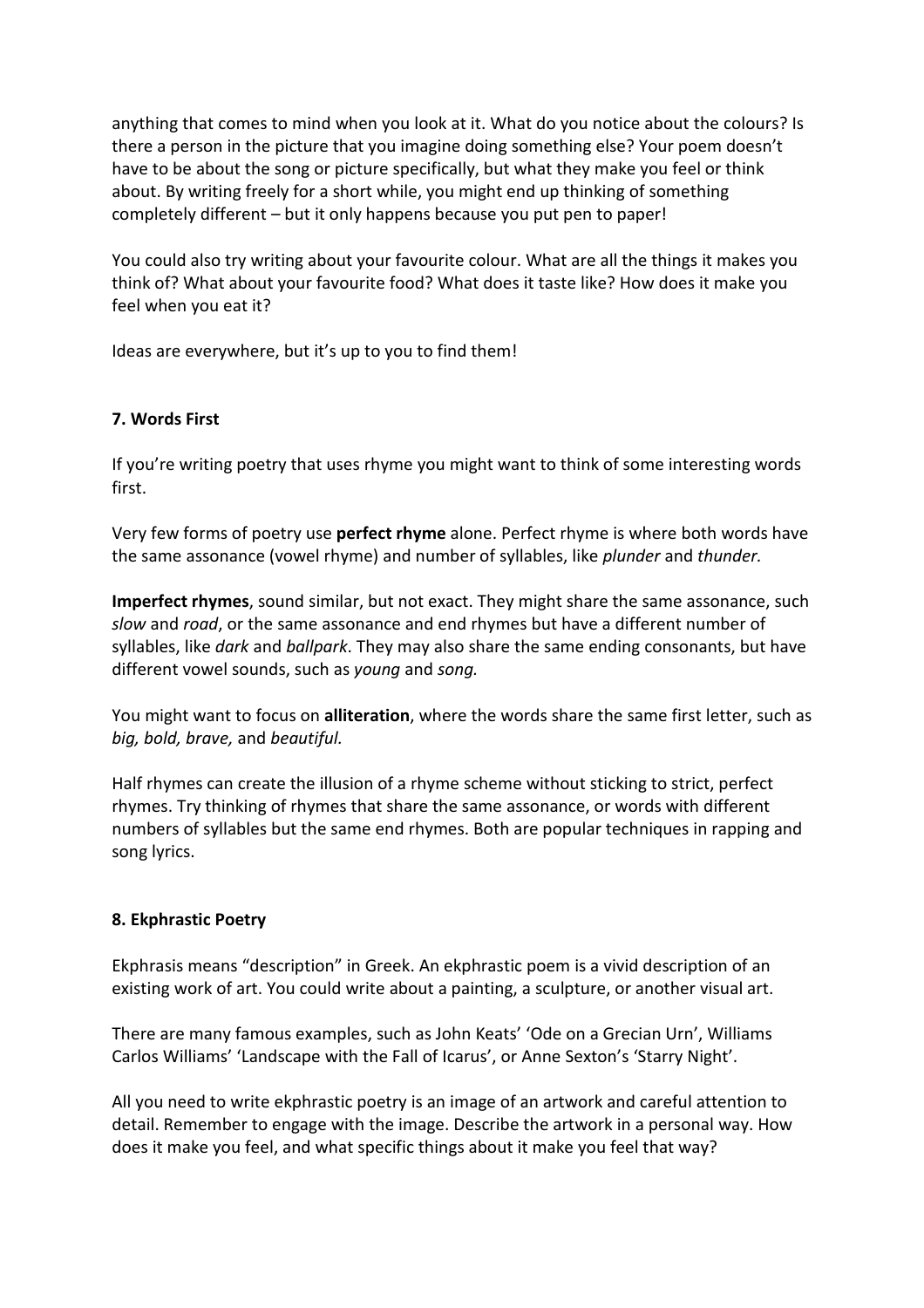anything that comes to mind when you look at it. What do you notice about the colours? Is there a person in the picture that you imagine doing something else? Your poem doesn't have to be about the song or picture specifically, but what they make you feel or think about. By writing freely for a short while, you might end up thinking of something completely different – but it only happens because you put pen to paper!

You could also try writing about your favourite colour. What are all the things it makes you think of? What about your favourite food? What does it taste like? How does it make you feel when you eat it?

Ideas are everywhere, but it's up to you to find them!

**7. Words First**

If you're writing poetry that uses rhyme you might want to think of some interesting words first.

Very few forms of poetry use **perfect rhyme** alone. Perfect rhyme is where both words have the same assonance (vowel rhyme) and number of syllables, like *plunder* and *thunder.*

**Imperfect rhymes**, sound similar, but not exact. They might share the same assonance, such *slow* and *road*, or the same assonance and end rhymes but have a different number of syllables, like *dark* and *ballpark*. They may also share the same ending consonants, but have different vowel sounds, such as *young* and *song.*

You might want to focus on **alliteration**, where the words share the same first letter, such as *big, bold, brave,* and *beautiful.*

Half rhymes can create the illusion of a rhyme scheme without sticking to strict, perfect rhymes. Try thinking of rhymes that share the same assonance, or words with different numbers of syllables but the same end rhymes. Both are popular techniques in rapping and song lyrics.

**8. Ekphrastic Poetry**

Ekphrasis means "description" in Greek. An ekphrastic poem is a vivid description of an existing work of art. You could write about a painting, a sculpture, or another visual art.

There are many famous examples, such as John Keats' 'Ode on a Grecian Urn', Williams Carlos Williams' 'Landscape with the Fall of Icarus', or Anne Sexton's 'Starry Night'.

All you need to write ekphrastic poetry is an image of an artwork and careful attention to detail. Remember to engage with the image. Describe the artwork in a personal way. How does it make you feel, and what specific things about it make you feel that way?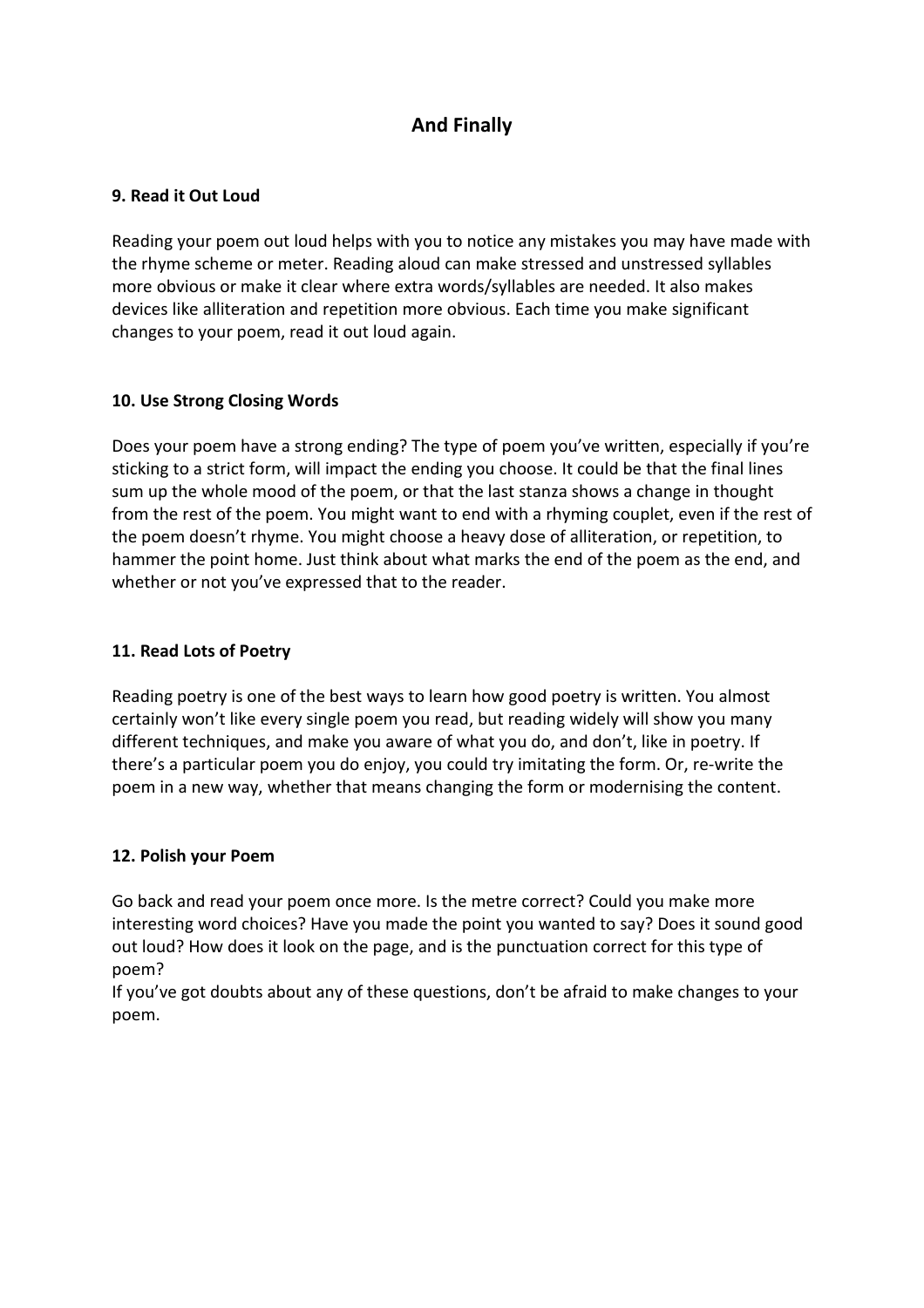## And Finally

### 9. Read it Out Loud

Reading your poem out loud helps with you to notice any mistakes you may have made with the rhyme scheme or meter. Reading aloud can make stressed and unstressed syllables more obvious or make it clear where extra words/syllables are needed. It also makes devices like alliteration and repetition more obvious. Each time you make significant changes to your poem, read it out loud again.

### 10. Use Strong Closing Words

Does your poem have a strong ending? The type of poem you've written, especially if you're sticking to a strict form, will impact the ending you choose. It could be that the final lines sum up the whole mood of the poem, or that the last stanza shows a change in thought from the rest of the poem. You might want to end with a rhyming couplet, even if the rest of the poem doesn't rhyme. You might choose a heavy dose of alliteration, or repetition, to hammer the point home. Just think about what marks the end of the poem as the end, and whether or not you've expressed that to the reader.

### 11. Read Lots of Poetry

Reading poetry is one of the best ways to learn how good poetry is written. You almost certainly won't like every single poem you read, but reading widely will show you many different techniques, and make you aware of what you do, and don't, like in poetry. If there's a particular poem you do enjoy, you could try imitating the form. Or, re-write the poem in a new way, whether that means changing the form or modernising the content.

### 12. Polish your Poem

Go back and read your poem once more. Is the metre correct? Could you make more interesting word choices? Have you made the point you wanted to say? Does it sound good out loud? How does it look on the page, and is the punctuation correct for this type of poem?

If you've got doubts about any of these questions, don't be afraid to make changes to your poem.